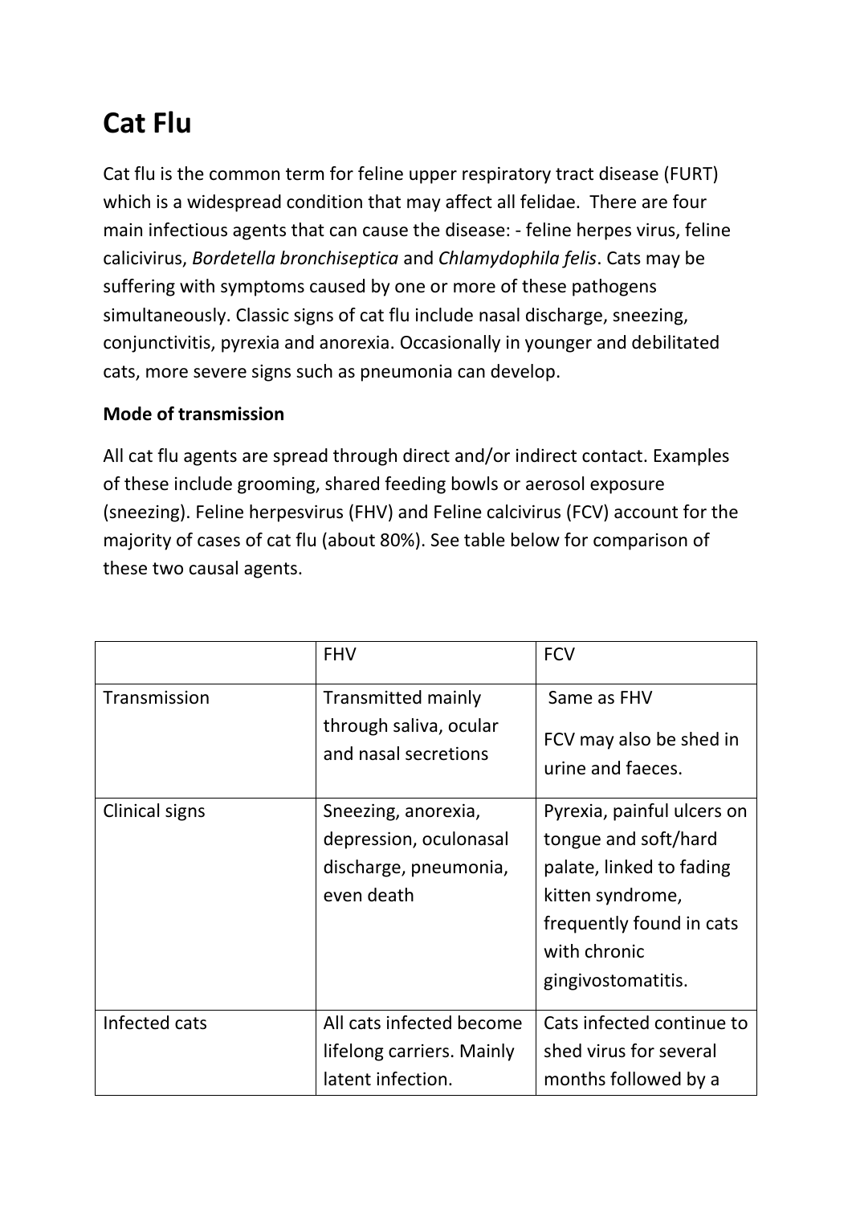# Cat Flu

Cat flu is the common term for feline upper respiratory tract disease (FURT) which is a widespread condition that may affect all felidae. There are four main infectious agents that can cause the disease: - feline herpes virus, feline calicivirus, *Bordetella bronchiseptica* and *Chlamydophila felis*. Cats may be suffering with symptoms caused by one or more of these pathogens simultaneously. Classic signs of cat flu include nasal discharge, sneezing, conjunctivitis, pyrexia and anorexia. Occasionally in younger and debilitated cats, more severe signs such as pneumonia can develop.

**Mode of transmission**

All cat flu agents are spread through direct and/or indirect contact. Examples of these include grooming, shared feeding bowls or aerosol exposure (sneezing). Feline herpesvirus (FHV) and Feline calcivirus (FCV) account for the majority of cases of cat flu (about 80%). See table below for comparison of these two causal agents.

| | FHV | FCV |
|---|---|---|
| Transmission | Transmitted mainly through saliva, ocular and nasal secretions | Same as FHV<br>FCV may also be shed in urine and faeces. |
| Clinical signs | Sneezing, anorexia, depression, oculonasal discharge, pneumonia, even death | Pyrexia, painful ulcers on tongue and soft/hard palate, linked to fading kitten syndrome, frequently found in cats with chronic gingivostomatitis. |
| Infected cats | All cats infected become lifelong carriers. Mainly latent infection. | Cats infected continue to shed virus for several months followed by a |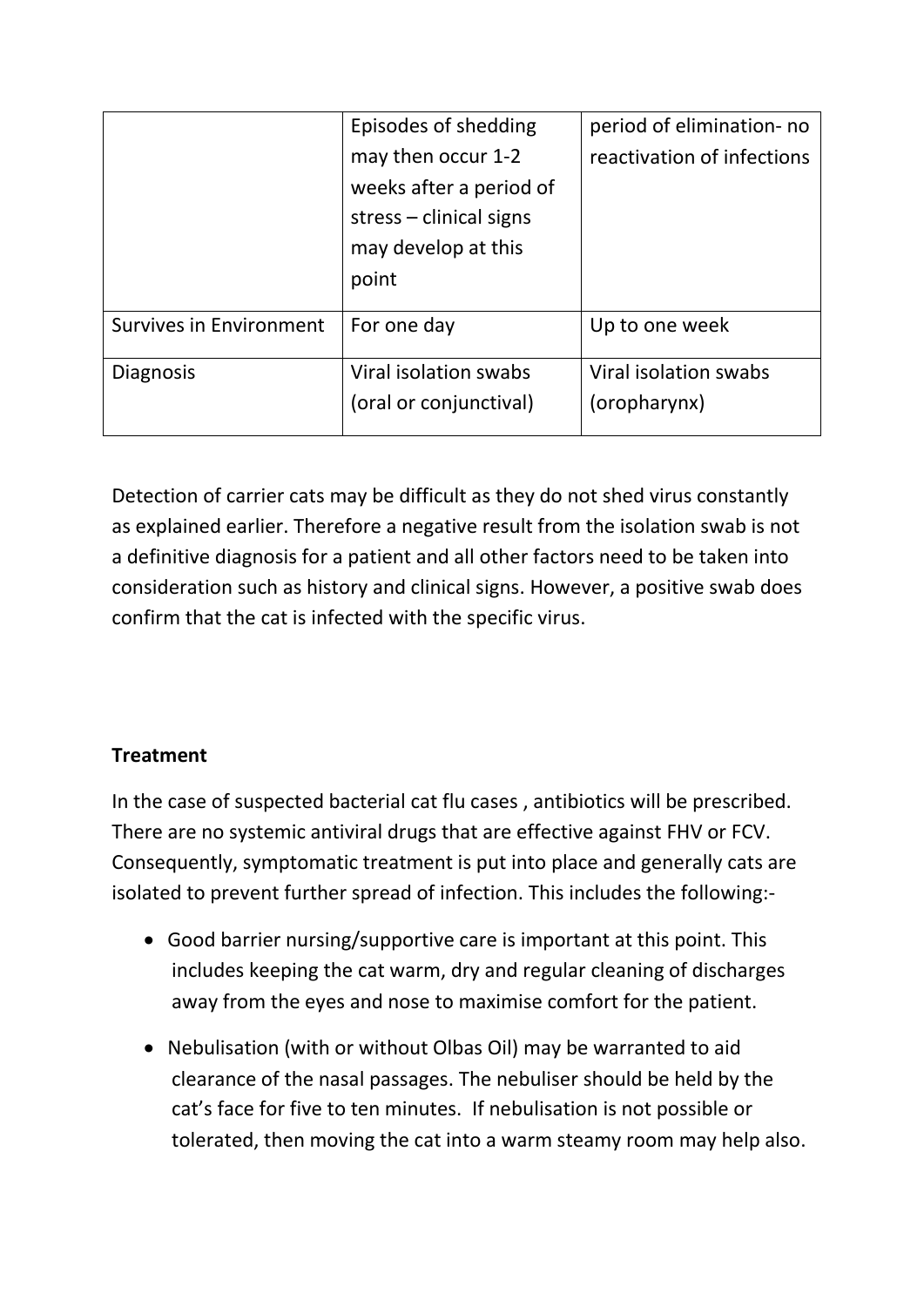| | | |
|---|---|---|
| | Episodes of shedding may then occur 1-2 weeks after a period of stress – clinical signs may develop at this point | period of elimination- no reactivation of infections |
| Survives in Environment | For one day | Up to one week |
| Diagnosis | Viral isolation swabs (oral or conjunctival) | Viral isolation swabs (oropharynx) |

Detection of carrier cats may be difficult as they do not shed virus constantly as explained earlier. Therefore a negative result from the isolation swab is not a definitive diagnosis for a patient and all other factors need to be taken into consideration such as history and clinical signs. However, a positive swab does confirm that the cat is infected with the specific virus.

**Treatment**

In the case of suspected bacterial cat flu cases , antibiotics will be prescribed. There are no systemic antiviral drugs that are effective against FHV or FCV. Consequently, symptomatic treatment is put into place and generally cats are isolated to prevent further spread of infection. This includes the following:-

- Good barrier nursing/supportive care is important at this point. This includes keeping the cat warm, dry and regular cleaning of discharges away from the eyes and nose to maximise comfort for the patient.
- Nebulisation (with or without Olbas Oil) may be warranted to aid clearance of the nasal passages. The nebuliser should be held by the cat's face for five to ten minutes. If nebulisation is not possible or tolerated, then moving the cat into a warm steamy room may help also.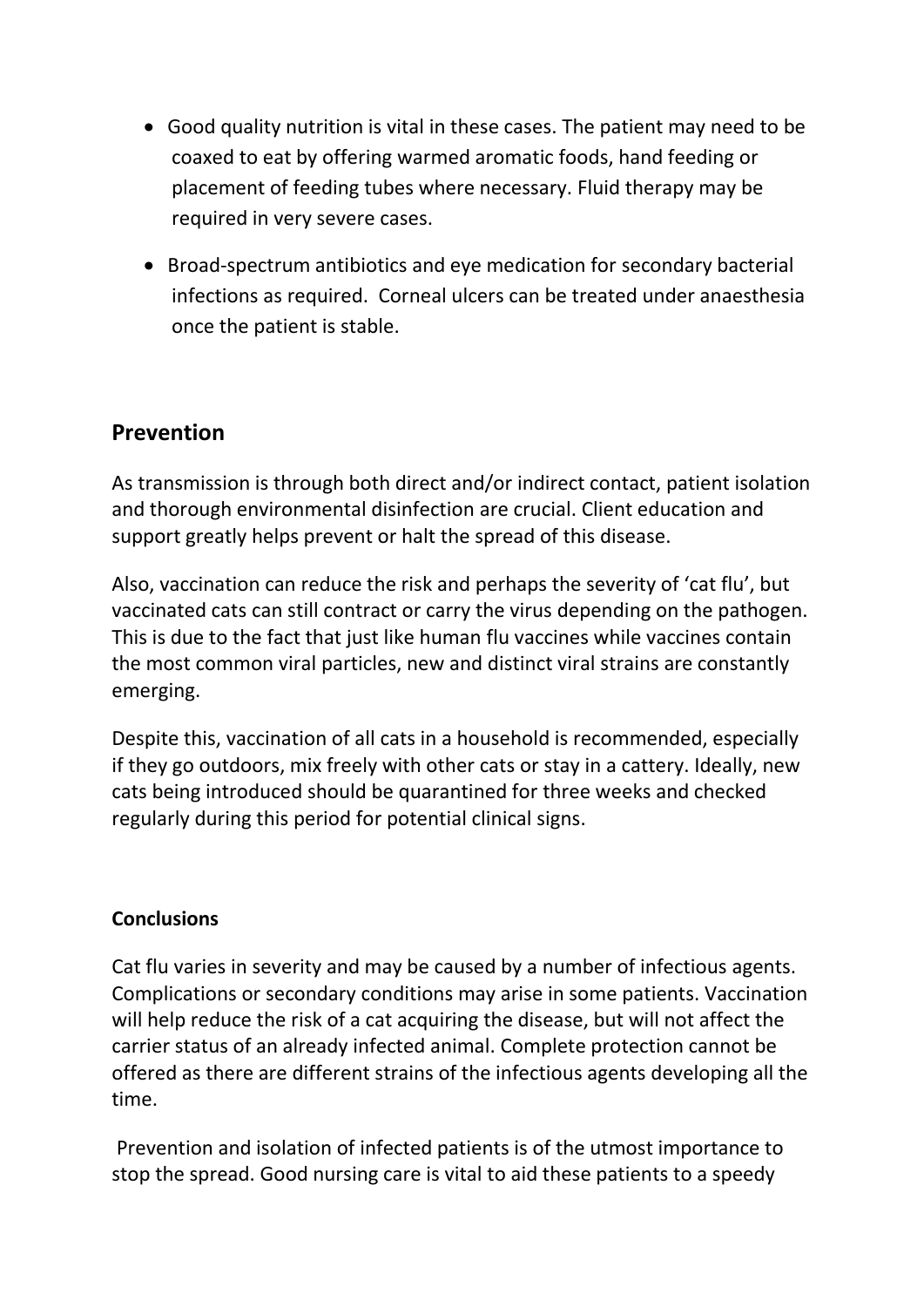- Good quality nutrition is vital in these cases. The patient may need to be coaxed to eat by offering warmed aromatic foods, hand feeding or placement of feeding tubes where necessary. Fluid therapy may be required in very severe cases.
- Broad-spectrum antibiotics and eye medication for secondary bacterial infections as required. Corneal ulcers can be treated under anaesthesia once the patient is stable.

## Prevention

As transmission is through both direct and/or indirect contact, patient isolation and thorough environmental disinfection are crucial. Client education and support greatly helps prevent or halt the spread of this disease.

Also, vaccination can reduce the risk and perhaps the severity of 'cat flu', but vaccinated cats can still contract or carry the virus depending on the pathogen. This is due to the fact that just like human flu vaccines while vaccines contain the most common viral particles, new and distinct viral strains are constantly emerging.

Despite this, vaccination of all cats in a household is recommended, especially if they go outdoors, mix freely with other cats or stay in a cattery. Ideally, new cats being introduced should be quarantined for three weeks and checked regularly during this period for potential clinical signs.

### Conclusions

Cat flu varies in severity and may be caused by a number of infectious agents. Complications or secondary conditions may arise in some patients. Vaccination will help reduce the risk of a cat acquiring the disease, but will not affect the carrier status of an already infected animal. Complete protection cannot be offered as there are different strains of the infectious agents developing all the time.

Prevention and isolation of infected patients is of the utmost importance to stop the spread. Good nursing care is vital to aid these patients to a speedy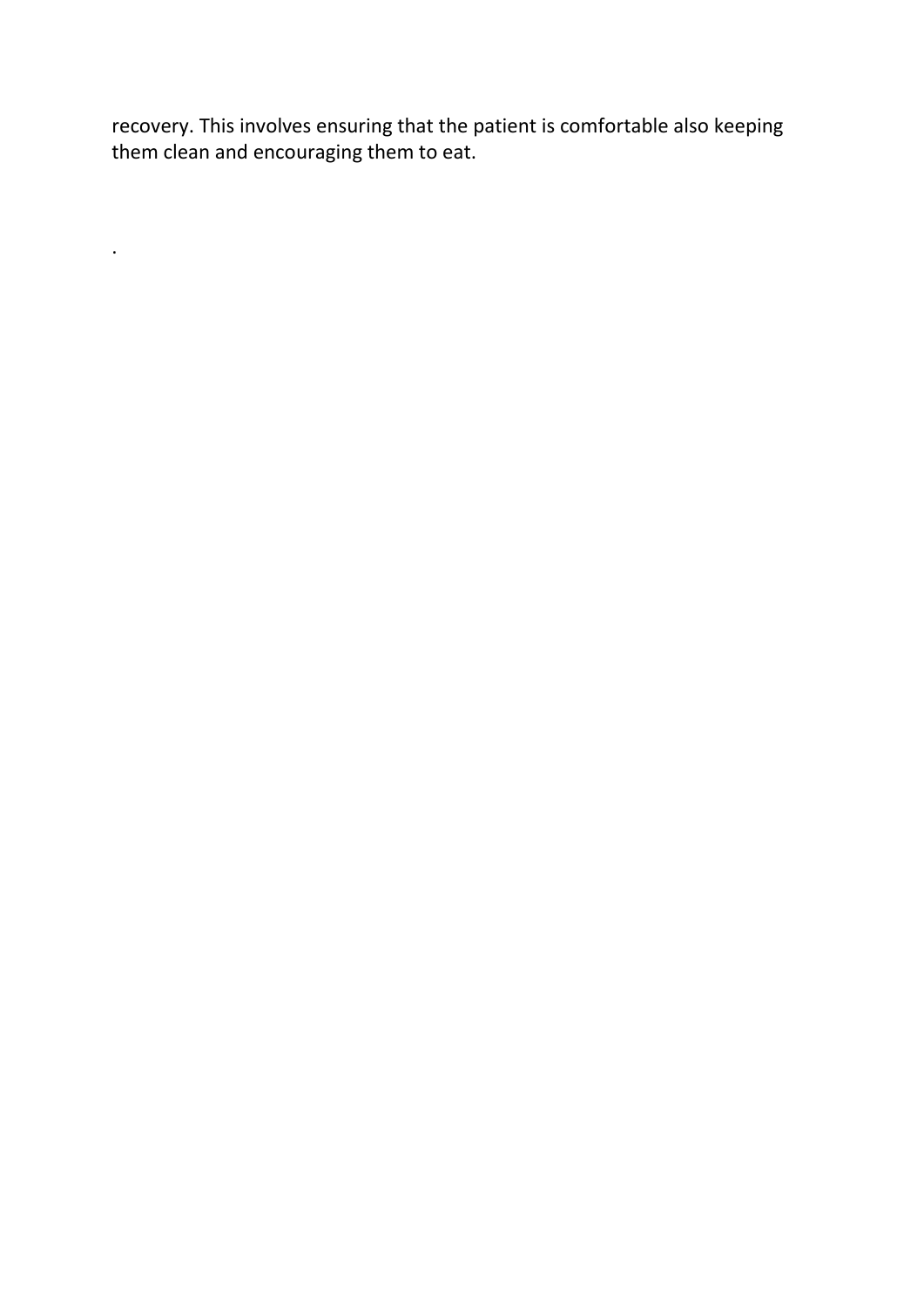recovery. This involves ensuring that the patient is comfortable also keeping them clean and encouraging them to eat.

.